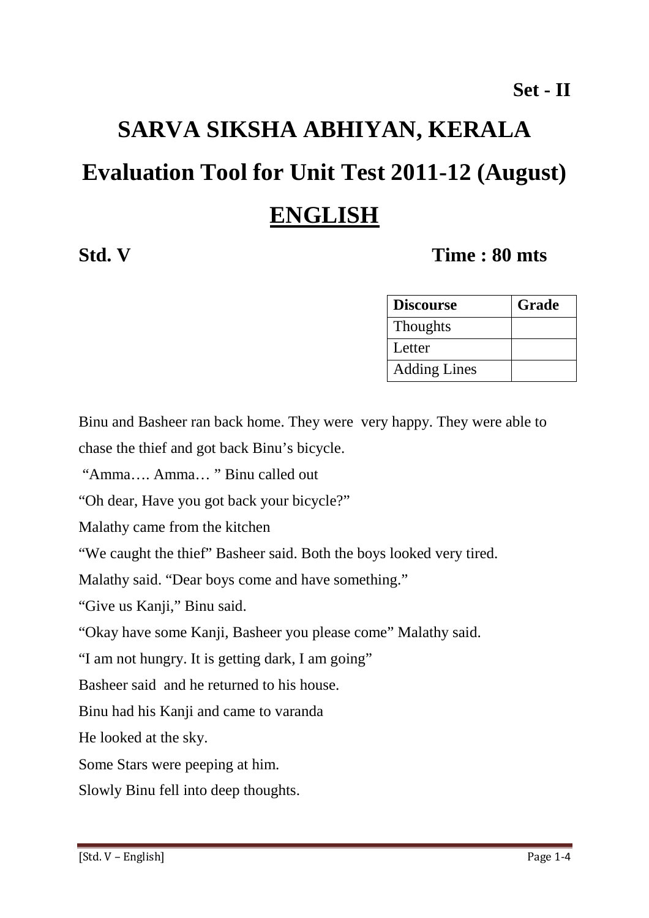**Set - II**

# SARVA SIKSHA ABHIYAN, KERALA

# Evaluation Tool for Unit Test 2011-12 (August)

# ENGLISH

**Std. V** **Time : 80 mts**

| Discourse | Grade |
|---|---|
| Thoughts | |
| Letter | |
| Adding Lines | |

Binu and Basheer ran back home. They were very happy. They were able to chase the thief and got back Binu's bicycle.

"Amma…. Amma… " Binu called out

"Oh dear, Have you got back your bicycle?"

Malathy came from the kitchen

"We caught the thief" Basheer said. Both the boys looked very tired.

Malathy said. "Dear boys come and have something."

"Give us Kanji," Binu said.

"Okay have some Kanji, Basheer you please come" Malathy said.

"I am not hungry. It is getting dark, I am going"

Basheer said and he returned to his house.

Binu had his Kanji and came to varanda

He looked at the sky.

Some Stars were peeping at him.

Slowly Binu fell into deep thoughts.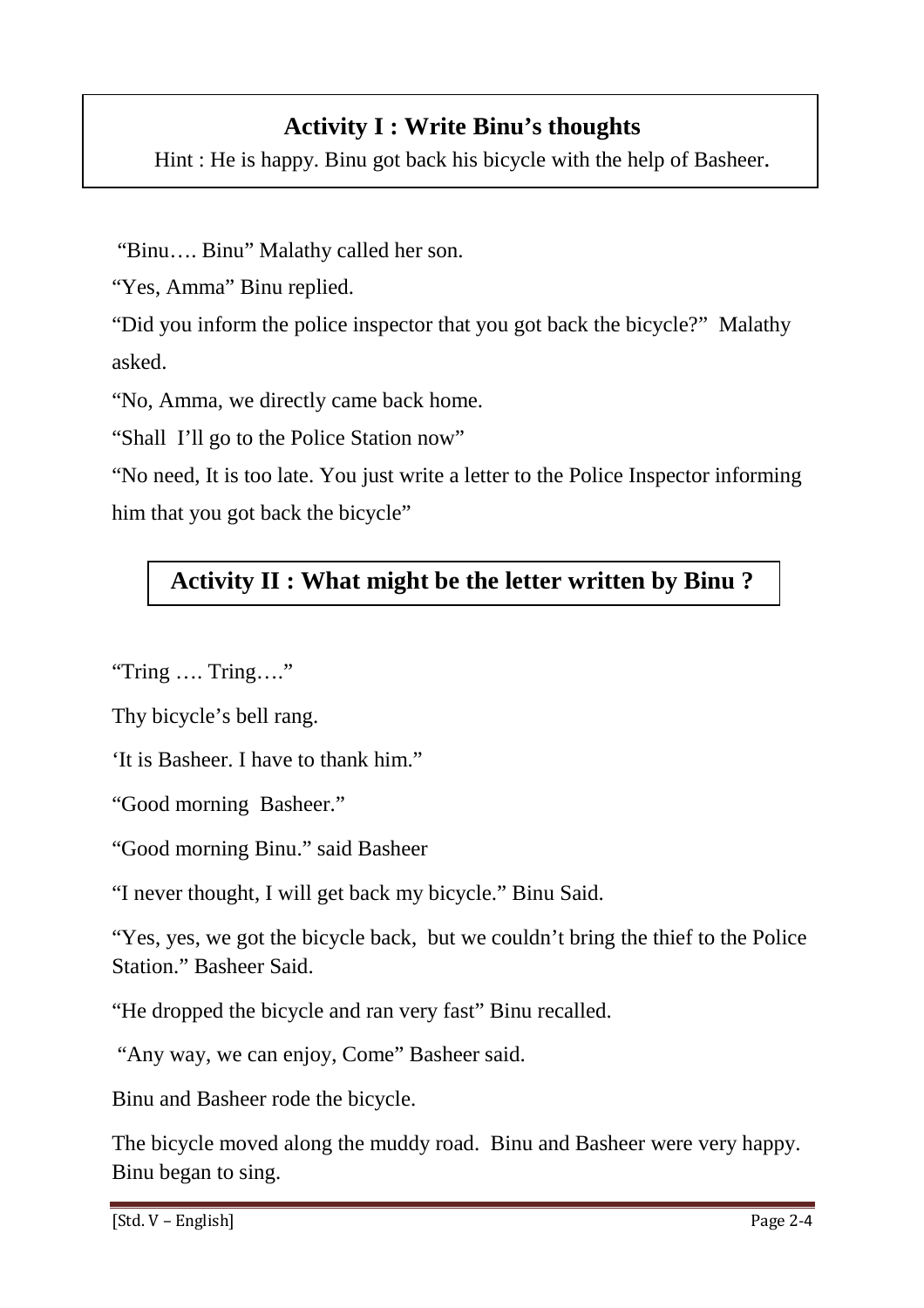## Activity I : Write Binu's thoughts

Hint : He is happy. Binu got back his bicycle with the help of Basheer.

"Binu…. Binu" Malathy called her son.

"Yes, Amma" Binu replied.

"Did you inform the police inspector that you got back the bicycle?" Malathy asked.

"No, Amma, we directly came back home.

"Shall I'll go to the Police Station now"

"No need, It is too late. You just write a letter to the Police Inspector informing him that you got back the bicycle"

## Activity II : What might be the letter written by Binu ?

"Tring …. Tring…."

Thy bicycle's bell rang.

'It is Basheer. I have to thank him."

"Good morning Basheer."

"Good morning Binu." said Basheer

"I never thought, I will get back my bicycle." Binu Said.

"Yes, yes, we got the bicycle back, but we couldn't bring the thief to the Police Station." Basheer Said.

"He dropped the bicycle and ran very fast" Binu recalled.

"Any way, we can enjoy, Come" Basheer said.

Binu and Basheer rode the bicycle.

The bicycle moved along the muddy road. Binu and Basheer were very happy. Binu began to sing.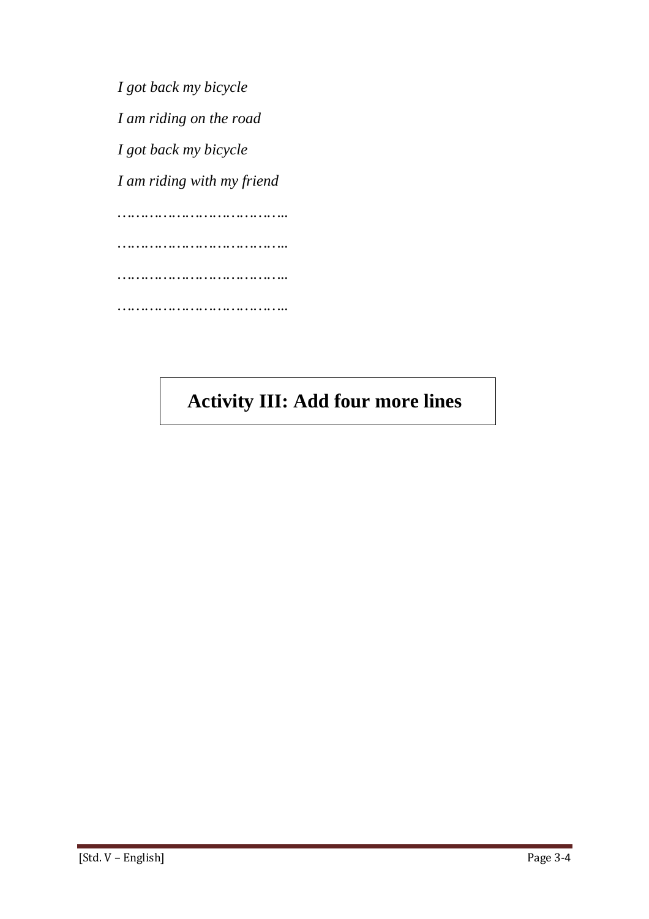*I got back my bicycle*

*I am riding on the road*

*I got back my bicycle*

*I am riding with my friend*

………………………………

………………………………

………………………………

………………………………

## Activity III: Add four more lines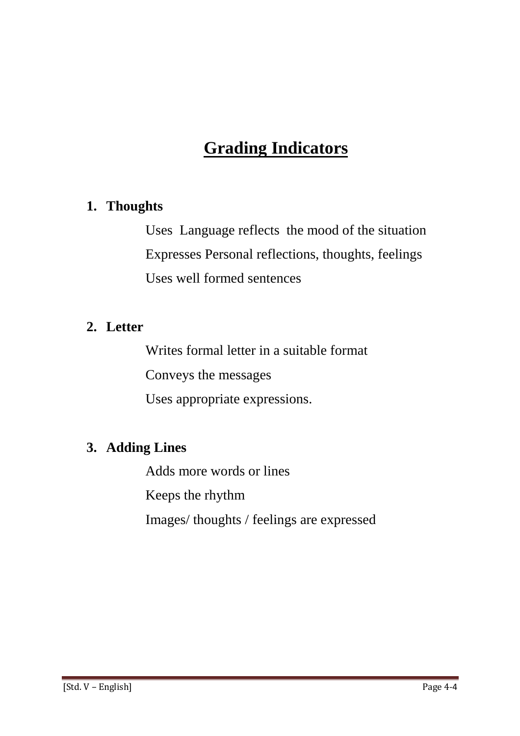# Grading Indicators

1. **Thoughts**

    Uses Language reflects the mood of the situation

    Expresses Personal reflections, thoughts, feelings

    Uses well formed sentences

2. **Letter**

    Writes formal letter in a suitable format

    Conveys the messages

    Uses appropriate expressions.

3. **Adding Lines**

    Adds more words or lines

    Keeps the rhythm

    Images/ thoughts / feelings are expressed